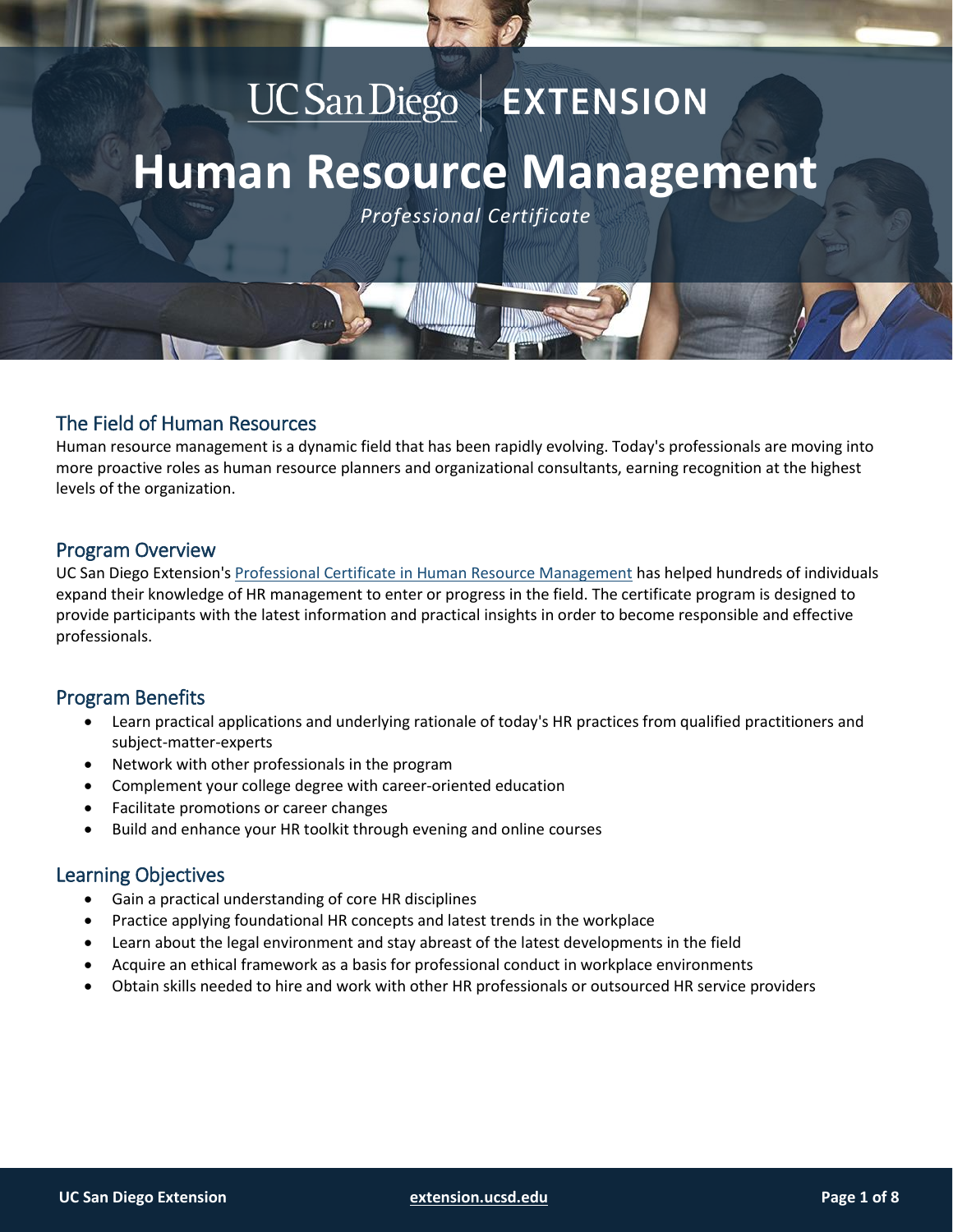UC San Diego | EXTENSION

# Human Resource Management

*Professional Certificate*

## The Field of Human Resources

Human resource management is a dynamic field that has been rapidly evolving. Today's professionals are moving into more proactive roles as human resource planners and organizational consultants, earning recognition at the highest levels of the organization.

## Program Overview

UC San Diego Extension's [Professional Certificate in Human Resource Management]() has helped hundreds of individuals expand their knowledge of HR management to enter or progress in the field. The certificate program is designed to provide participants with the latest information and practical insights in order to become responsible and effective professionals.

## Program Benefits

- Learn practical applications and underlying rationale of today's HR practices from qualified practitioners and subject-matter-experts
- Network with other professionals in the program
- Complement your college degree with career-oriented education
- Facilitate promotions or career changes
- Build and enhance your HR toolkit through evening and online courses

## Learning Objectives

- Gain a practical understanding of core HR disciplines
- Practice applying foundational HR concepts and latest trends in the workplace
- Learn about the legal environment and stay abreast of the latest developments in the field
- Acquire an ethical framework as a basis for professional conduct in workplace environments
- Obtain skills needed to hire and work with other HR professionals or outsourced HR service providers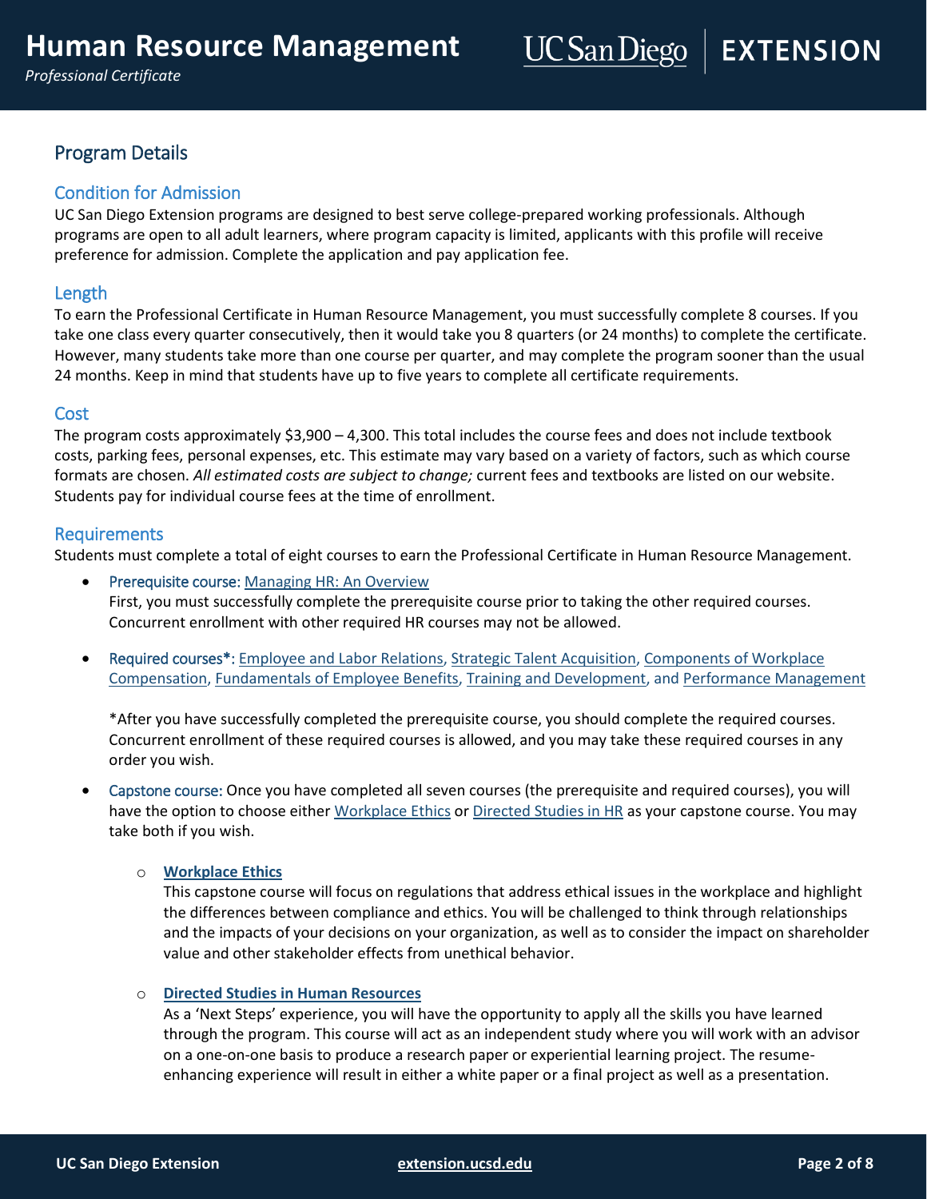## Program Details

### Condition for Admission

UC San Diego Extension programs are designed to best serve college-prepared working professionals. Although programs are open to all adult learners, where program capacity is limited, applicants with this profile will receive preference for admission. Complete the application and pay application fee.

### Length

To earn the Professional Certificate in Human Resource Management, you must successfully complete 8 courses. If you take one class every quarter consecutively, then it would take you 8 quarters (or 24 months) to complete the certificate. However, many students take more than one course per quarter, and may complete the program sooner than the usual 24 months. Keep in mind that students have up to five years to complete all certificate requirements.

### Cost

The program costs approximately $3,900 – 4,300. This total includes the course fees and does not include textbook costs, parking fees, personal expenses, etc. This estimate may vary based on a variety of factors, such as which course formats are chosen. *All estimated costs are subject to change;* current fees and textbooks are listed on our website. Students pay for individual course fees at the time of enrollment.

### Requirements

Students must complete a total of eight courses to earn the Professional Certificate in Human Resource Management.

- Prerequisite course: Managing HR: An Overview
  First, you must successfully complete the prerequisite course prior to taking the other required courses. Concurrent enrollment with other required HR courses may not be allowed.

- Required courses*: Employee and Labor Relations, Strategic Talent Acquisition, Components of Workplace Compensation, Fundamentals of Employee Benefits, Training and Development, and Performance Management

  *After you have successfully completed the prerequisite course, you should complete the required courses. Concurrent enrollment of these required courses is allowed, and you may take these required courses in any order you wish.

- Capstone course: Once you have completed all seven courses (the prerequisite and required courses), you will have the option to choose either Workplace Ethics or Directed Studies in HR as your capstone course. You may take both if you wish.

  - **Workplace Ethics**
    This capstone course will focus on regulations that address ethical issues in the workplace and highlight the differences between compliance and ethics. You will be challenged to think through relationships and the impacts of your decisions on your organization, as well as to consider the impact on shareholder value and other stakeholder effects from unethical behavior.

  - **Directed Studies in Human Resources**
    As a 'Next Steps' experience, you will have the opportunity to apply all the skills you have learned through the program. This course will act as an independent study where you will work with an advisor on a one-on-one basis to produce a research paper or experiential learning project. The resume-enhancing experience will result in either a white paper or a final project as well as a presentation.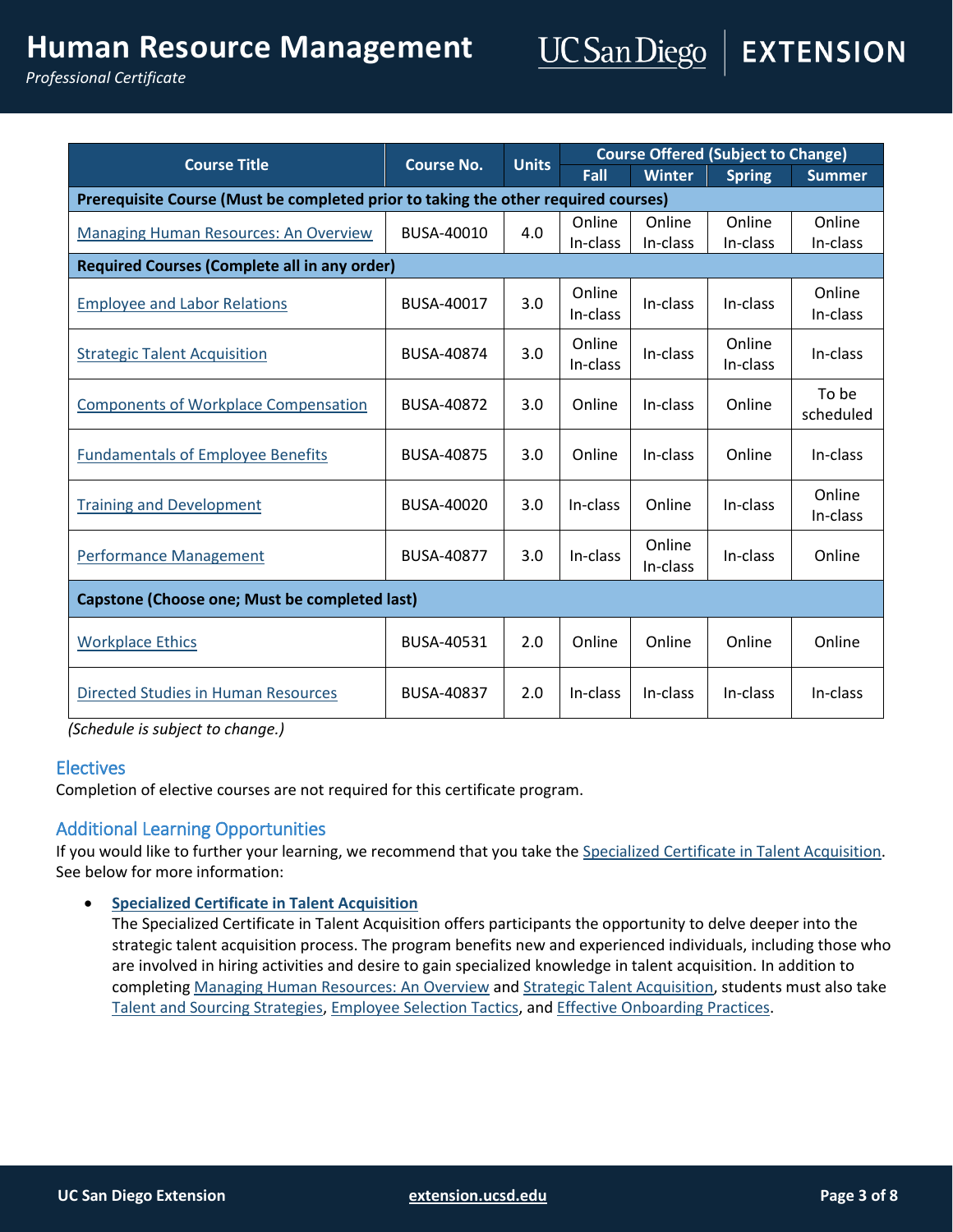| Course Title | Course No. | Units | Course Offered (Subject to Change) | | | |
|---|---|---|---|---|---|---|
| | | | Fall | Winter | Spring | Summer |
| **Prerequisite Course (Must be completed prior to taking the other required courses)** | | | | | | |
| Managing Human Resources: An Overview | BUSA-40010 | 4.0 | Online In-class | Online In-class | Online In-class | Online In-class |
| **Required Courses (Complete all in any order)** | | | | | | |
| Employee and Labor Relations | BUSA-40017 | 3.0 | Online In-class | In-class | In-class | Online In-class |
| Strategic Talent Acquisition | BUSA-40874 | 3.0 | Online In-class | In-class | Online In-class | In-class |
| Components of Workplace Compensation | BUSA-40872 | 3.0 | Online | In-class | Online | To be scheduled |
| Fundamentals of Employee Benefits | BUSA-40875 | 3.0 | Online | In-class | Online | In-class |
| Training and Development | BUSA-40020 | 3.0 | In-class | Online | In-class | Online In-class |
| Performance Management | BUSA-40877 | 3.0 | In-class | Online In-class | In-class | Online |
| **Capstone (Choose one; Must be completed last)** | | | | | | |
| Workplace Ethics | BUSA-40531 | 2.0 | Online | Online | Online | Online |
| Directed Studies in Human Resources | BUSA-40837 | 2.0 | In-class | In-class | In-class | In-class |

*(Schedule is subject to change.)*

## Electives

Completion of elective courses are not required for this certificate program.

## Additional Learning Opportunities

If you would like to further your learning, we recommend that you take the Specialized Certificate in Talent Acquisition. See below for more information:

- **Specialized Certificate in Talent Acquisition**
  The Specialized Certificate in Talent Acquisition offers participants the opportunity to delve deeper into the strategic talent acquisition process. The program benefits new and experienced individuals, including those who are involved in hiring activities and desire to gain specialized knowledge in talent acquisition. In addition to completing Managing Human Resources: An Overview and Strategic Talent Acquisition, students must also take Talent and Sourcing Strategies, Employee Selection Tactics, and Effective Onboarding Practices.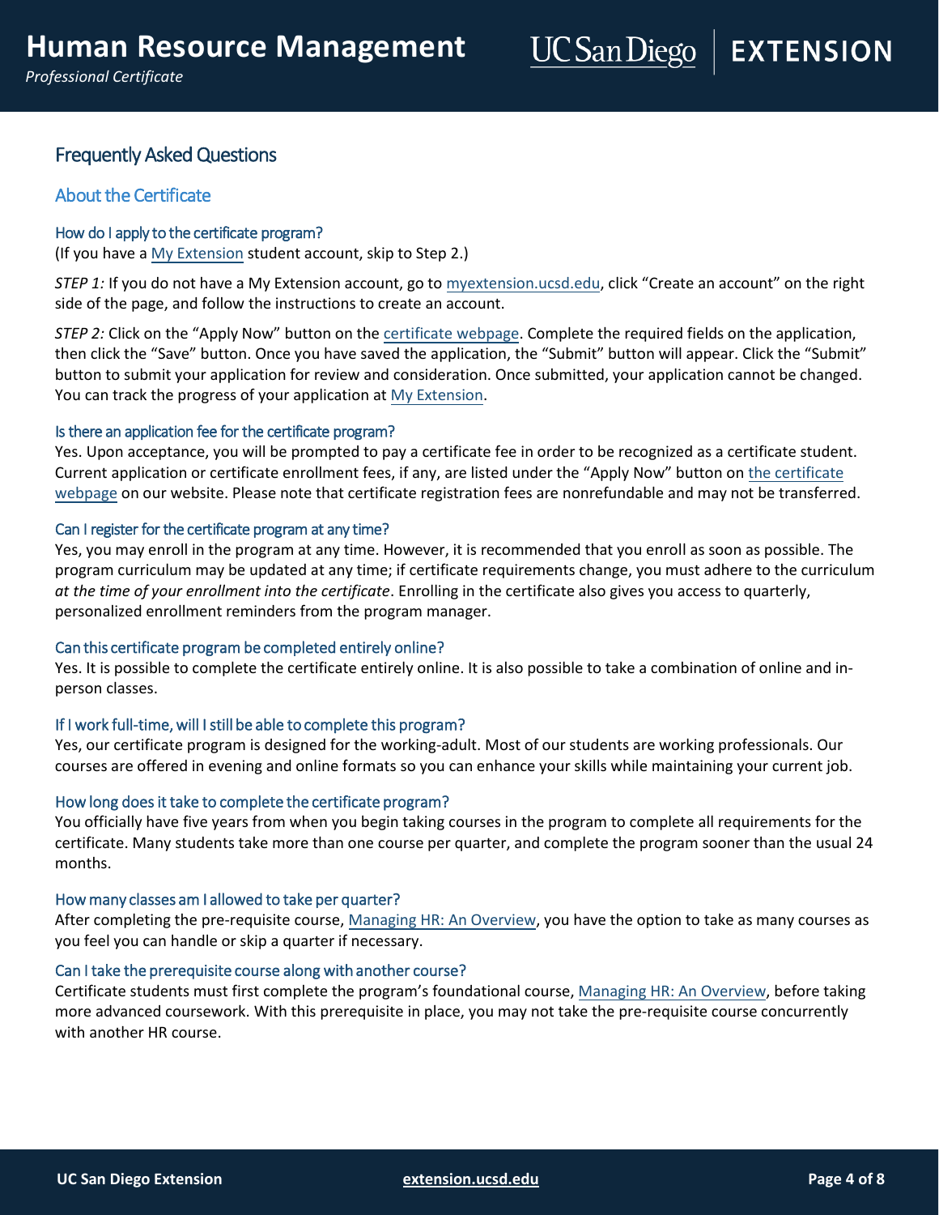## Frequently Asked Questions

### About the Certificate

#### How do I apply to the certificate program?

(If you have a My Extension student account, skip to Step 2.)

*STEP 1:* If you do not have a My Extension account, go to myextension.ucsd.edu, click "Create an account" on the right side of the page, and follow the instructions to create an account.

*STEP 2:* Click on the "Apply Now" button on the certificate webpage. Complete the required fields on the application, then click the "Save" button. Once you have saved the application, the "Submit" button will appear. Click the "Submit" button to submit your application for review and consideration. Once submitted, your application cannot be changed. You can track the progress of your application at My Extension.

#### Is there an application fee for the certificate program?

Yes. Upon acceptance, you will be prompted to pay a certificate fee in order to be recognized as a certificate student. Current application or certificate enrollment fees, if any, are listed under the "Apply Now" button on the certificate webpage on our website. Please note that certificate registration fees are nonrefundable and may not be transferred.

#### Can I register for the certificate program at any time?

Yes, you may enroll in the program at any time. However, it is recommended that you enroll as soon as possible. The program curriculum may be updated at any time; if certificate requirements change, you must adhere to the curriculum *at the time of your enrollment into the certificate*. Enrolling in the certificate also gives you access to quarterly, personalized enrollment reminders from the program manager.

#### Can this certificate program be completed entirely online?

Yes. It is possible to complete the certificate entirely online. It is also possible to take a combination of online and in-person classes.

#### If I work full-time, will I still be able to complete this program?

Yes, our certificate program is designed for the working-adult. Most of our students are working professionals. Our courses are offered in evening and online formats so you can enhance your skills while maintaining your current job.

#### How long does it take to complete the certificate program?

You officially have five years from when you begin taking courses in the program to complete all requirements for the certificate. Many students take more than one course per quarter, and complete the program sooner than the usual 24 months.

#### How many classes am I allowed to take per quarter?

After completing the pre-requisite course, Managing HR: An Overview, you have the option to take as many courses as you feel you can handle or skip a quarter if necessary.

#### Can I take the prerequisite course along with another course?

Certificate students must first complete the program's foundational course, Managing HR: An Overview, before taking more advanced coursework. With this prerequisite in place, you may not take the pre-requisite course concurrently with another HR course.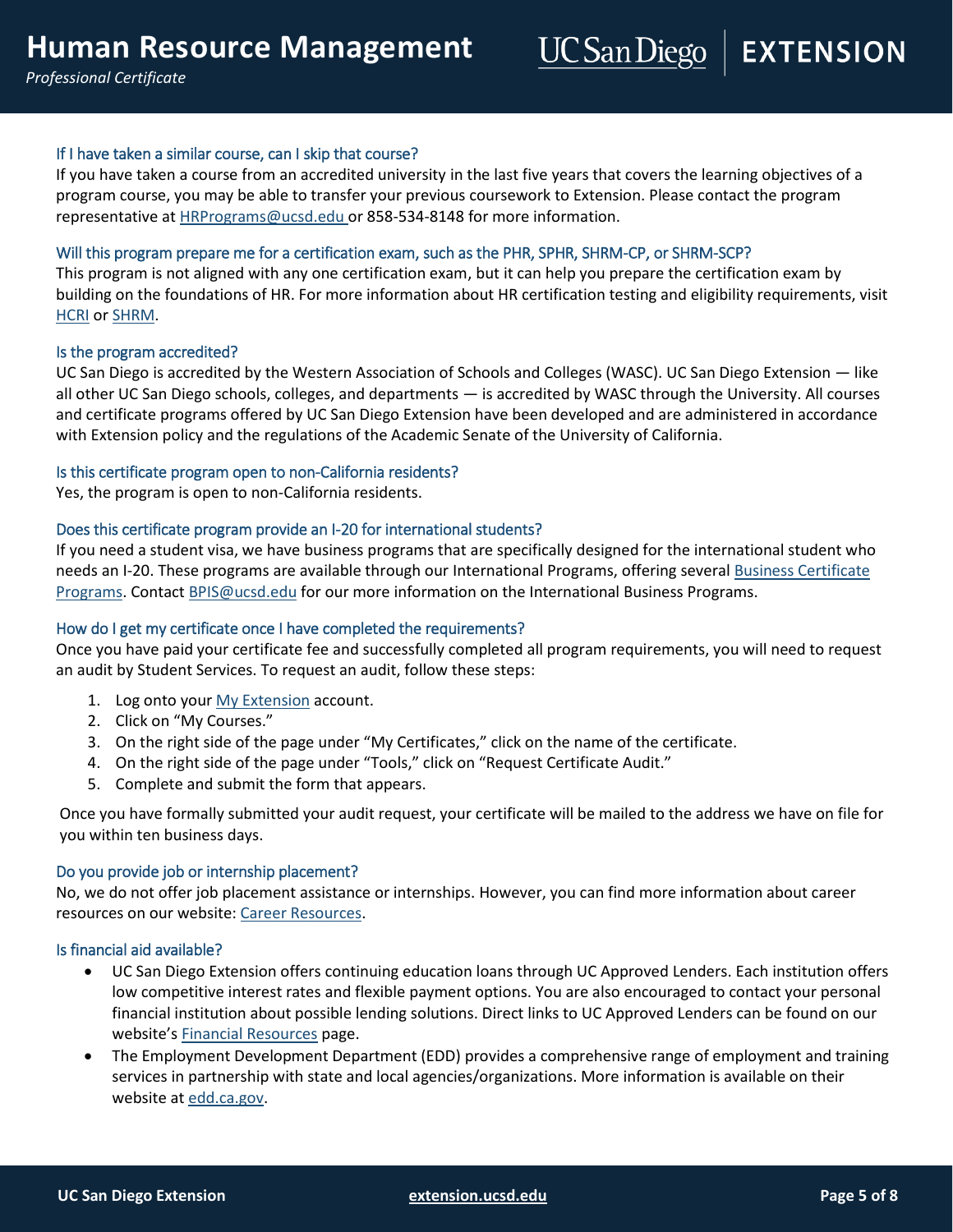### If I have taken a similar course, can I skip that course?

If you have taken a course from an accredited university in the last five years that covers the learning objectives of a program course, you may be able to transfer your previous coursework to Extension. Please contact the program representative at HRPrograms@ucsd.edu or 858-534-8148 for more information.

### Will this program prepare me for a certification exam, such as the PHR, SPHR, SHRM-CP, or SHRM-SCP?

This program is not aligned with any one certification exam, but it can help you prepare the certification exam by building on the foundations of HR. For more information about HR certification testing and eligibility requirements, visit HCRI or SHRM.

### Is the program accredited?

UC San Diego is accredited by the Western Association of Schools and Colleges (WASC). UC San Diego Extension — like all other UC San Diego schools, colleges, and departments — is accredited by WASC through the University. All courses and certificate programs offered by UC San Diego Extension have been developed and are administered in accordance with Extension policy and the regulations of the Academic Senate of the University of California.

### Is this certificate program open to non-California residents?

Yes, the program is open to non-California residents.

### Does this certificate program provide an I-20 for international students?

If you need a student visa, we have business programs that are specifically designed for the international student who needs an I-20. These programs are available through our International Programs, offering several Business Certificate Programs. Contact BPIS@ucsd.edu for our more information on the International Business Programs.

### How do I get my certificate once I have completed the requirements?

Once you have paid your certificate fee and successfully completed all program requirements, you will need to request an audit by Student Services. To request an audit, follow these steps:

1. Log onto your My Extension account.
2. Click on "My Courses."
3. On the right side of the page under "My Certificates," click on the name of the certificate.
4. On the right side of the page under "Tools," click on "Request Certificate Audit."
5. Complete and submit the form that appears.

Once you have formally submitted your audit request, your certificate will be mailed to the address we have on file for you within ten business days.

### Do you provide job or internship placement?

No, we do not offer job placement assistance or internships. However, you can find more information about career resources on our website: Career Resources.

### Is financial aid available?

- UC San Diego Extension offers continuing education loans through UC Approved Lenders. Each institution offers low competitive interest rates and flexible payment options. You are also encouraged to contact your personal financial institution about possible lending solutions. Direct links to UC Approved Lenders can be found on our website's Financial Resources page.
- The Employment Development Department (EDD) provides a comprehensive range of employment and training services in partnership with state and local agencies/organizations. More information is available on their website at edd.ca.gov.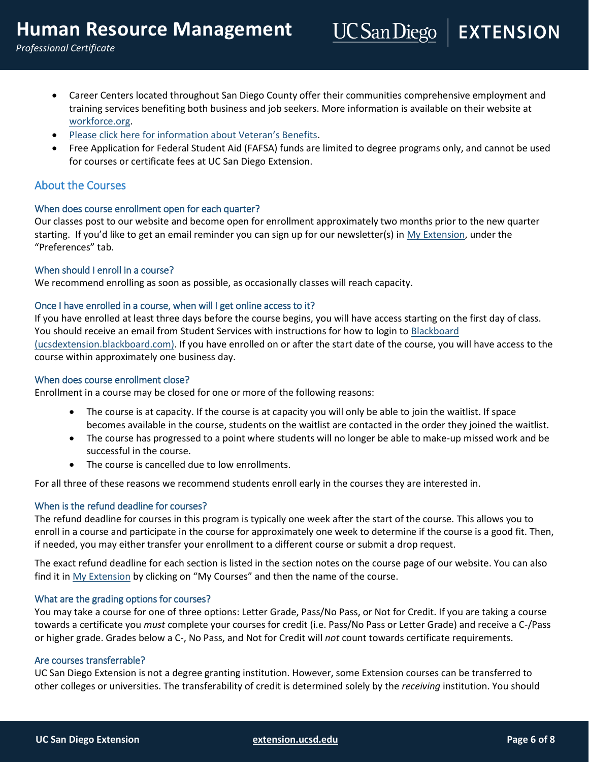- Career Centers located throughout San Diego County offer their communities comprehensive employment and training services benefiting both business and job seekers. More information is available on their website at [workforce.org](workforce.org).
- [Please click here for information about Veteran's Benefits](#).
- Free Application for Federal Student Aid (FAFSA) funds are limited to degree programs only, and cannot be used for courses or certificate fees at UC San Diego Extension.

## About the Courses

### When does course enrollment open for each quarter?

Our classes post to our website and become open for enrollment approximately two months prior to the new quarter starting. If you'd like to get an email reminder you can sign up for our newsletter(s) in [My Extension](#), under the "Preferences" tab.

### When should I enroll in a course?

We recommend enrolling as soon as possible, as occasionally classes will reach capacity.

### Once I have enrolled in a course, when will I get online access to it?

If you have enrolled at least three days before the course begins, you will have access starting on the first day of class. You should receive an email from Student Services with instructions for how to login to [Blackboard (ucsdextension.blackboard.com)](ucsdextension.blackboard.com). If you have enrolled on or after the start date of the course, you will have access to the course within approximately one business day.

### When does course enrollment close?

Enrollment in a course may be closed for one or more of the following reasons:

- The course is at capacity. If the course is at capacity you will only be able to join the waitlist. If space becomes available in the course, students on the waitlist are contacted in the order they joined the waitlist.
- The course has progressed to a point where students will no longer be able to make-up missed work and be successful in the course.
- The course is cancelled due to low enrollments.

For all three of these reasons we recommend students enroll early in the courses they are interested in.

### When is the refund deadline for courses?

The refund deadline for courses in this program is typically one week after the start of the course. This allows you to enroll in a course and participate in the course for approximately one week to determine if the course is a good fit. Then, if needed, you may either transfer your enrollment to a different course or submit a drop request.

The exact refund deadline for each section is listed in the section notes on the course page of our website. You can also find it in [My Extension](#) by clicking on "My Courses" and then the name of the course.

### What are the grading options for courses?

You may take a course for one of three options: Letter Grade, Pass/No Pass, or Not for Credit. If you are taking a course towards a certificate you *must* complete your courses for credit (i.e. Pass/No Pass or Letter Grade) and receive a C-/Pass or higher grade. Grades below a C-, No Pass, and Not for Credit will *not* count towards certificate requirements.

### Are courses transferrable?

UC San Diego Extension is not a degree granting institution. However, some Extension courses can be transferred to other colleges or universities. The transferability of credit is determined solely by the *receiving* institution. You should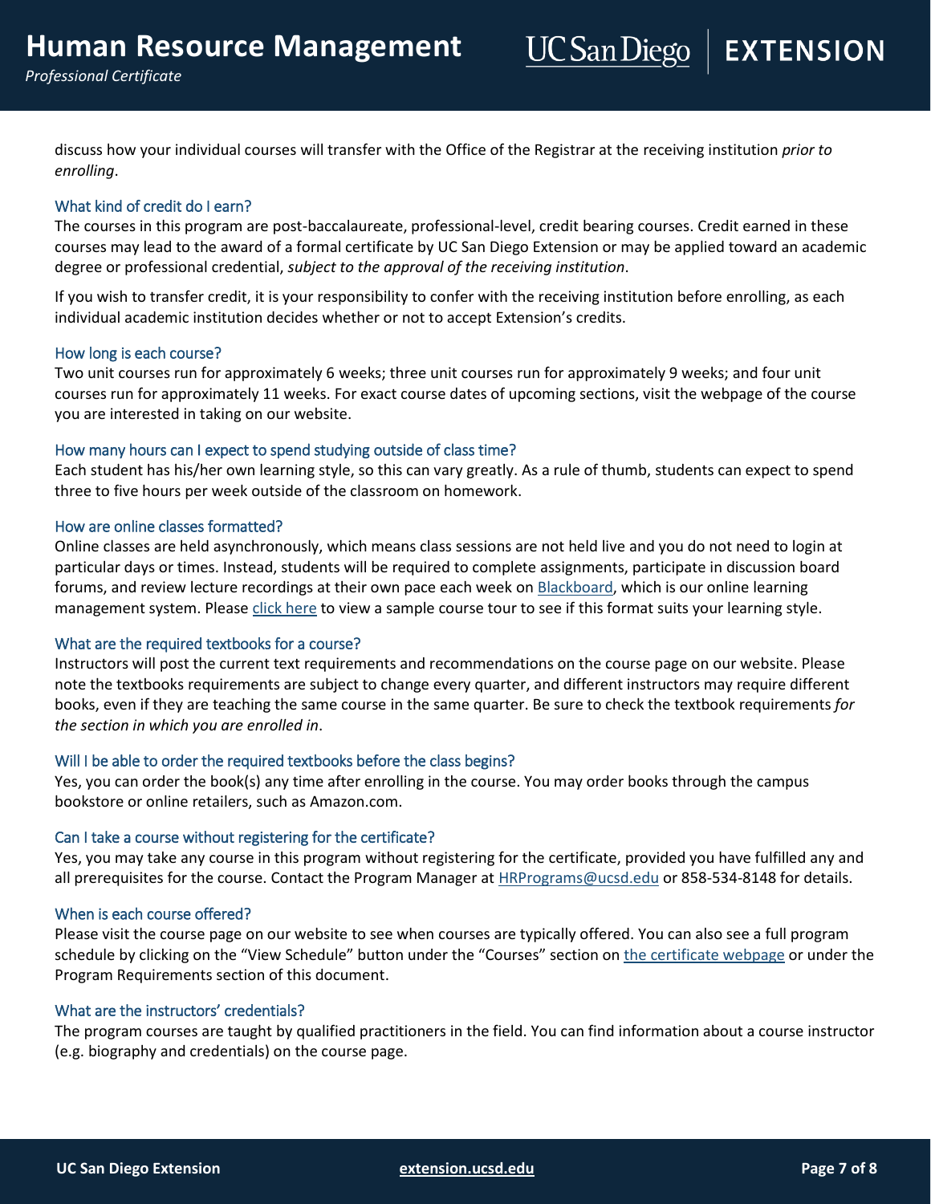discuss how your individual courses will transfer with the Office of the Registrar at the receiving institution *prior to enrolling*.

### What kind of credit do I earn?

The courses in this program are post-baccalaureate, professional-level, credit bearing courses. Credit earned in these courses may lead to the award of a formal certificate by UC San Diego Extension or may be applied toward an academic degree or professional credential, *subject to the approval of the receiving institution*.

If you wish to transfer credit, it is your responsibility to confer with the receiving institution before enrolling, as each individual academic institution decides whether or not to accept Extension's credits.

### How long is each course?

Two unit courses run for approximately 6 weeks; three unit courses run for approximately 9 weeks; and four unit courses run for approximately 11 weeks. For exact course dates of upcoming sections, visit the webpage of the course you are interested in taking on our website.

### How many hours can I expect to spend studying outside of class time?

Each student has his/her own learning style, so this can vary greatly. As a rule of thumb, students can expect to spend three to five hours per week outside of the classroom on homework.

### How are online classes formatted?

Online classes are held asynchronously, which means class sessions are not held live and you do not need to login at particular days or times. Instead, students will be required to complete assignments, participate in discussion board forums, and review lecture recordings at their own pace each week on Blackboard, which is our online learning management system. Please click here to view a sample course tour to see if this format suits your learning style.

### What are the required textbooks for a course?

Instructors will post the current text requirements and recommendations on the course page on our website. Please note the textbooks requirements are subject to change every quarter, and different instructors may require different books, even if they are teaching the same course in the same quarter. Be sure to check the textbook requirements *for the section in which you are enrolled in*.

### Will I be able to order the required textbooks before the class begins?

Yes, you can order the book(s) any time after enrolling in the course. You may order books through the campus bookstore or online retailers, such as Amazon.com.

### Can I take a course without registering for the certificate?

Yes, you may take any course in this program without registering for the certificate, provided you have fulfilled any and all prerequisites for the course. Contact the Program Manager at HRPrograms@ucsd.edu or 858-534-8148 for details.

### When is each course offered?

Please visit the course page on our website to see when courses are typically offered. You can also see a full program schedule by clicking on the "View Schedule" button under the "Courses" section on the certificate webpage or under the Program Requirements section of this document.

### What are the instructors' credentials?

The program courses are taught by qualified practitioners in the field. You can find information about a course instructor (e.g. biography and credentials) on the course page.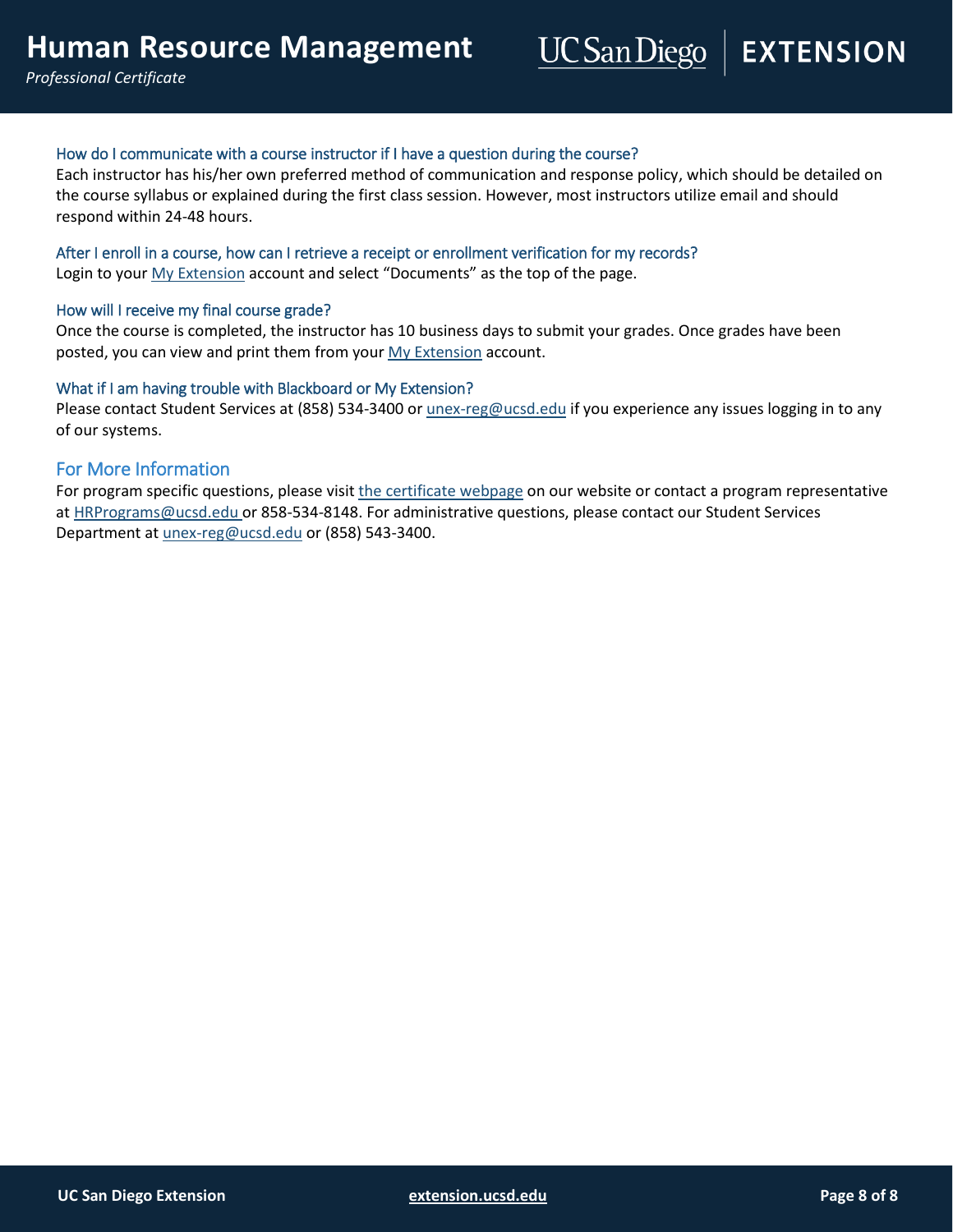### How do I communicate with a course instructor if I have a question during the course?

Each instructor has his/her own preferred method of communication and response policy, which should be detailed on the course syllabus or explained during the first class session. However, most instructors utilize email and should respond within 24-48 hours.

### After I enroll in a course, how can I retrieve a receipt or enrollment verification for my records?

Login to your My Extension account and select "Documents" as the top of the page.

### How will I receive my final course grade?

Once the course is completed, the instructor has 10 business days to submit your grades. Once grades have been posted, you can view and print them from your My Extension account.

### What if I am having trouble with Blackboard or My Extension?

Please contact Student Services at (858) 534-3400 or unex-reg@ucsd.edu if you experience any issues logging in to any of our systems.

## For More Information

For program specific questions, please visit the certificate webpage on our website or contact a program representative at HRPrograms@ucsd.edu or 858-534-8148. For administrative questions, please contact our Student Services Department at unex-reg@ucsd.edu or (858) 543-3400.